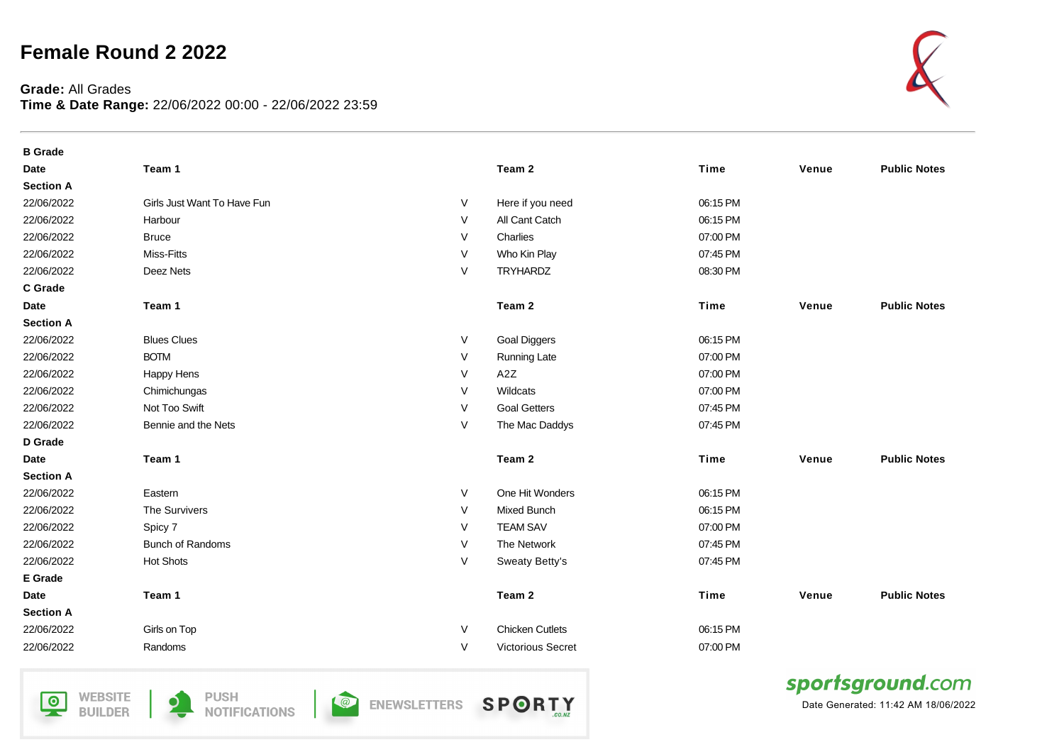# Female Round 2 2022

**Grade:** All Grades
**Time & Date Range:** 22/06/2022 00:00 - 22/06/2022 23:59

**B Grade**

| Date | Team 1 | | Team 2 | Time | Venue | Public Notes |
|---|---|---|---|---|---|---|
| **Section A** | | | | | | |
| 22/06/2022 | Girls Just Want To Have Fun | V | Here if you need | 06:15 PM | | |
| 22/06/2022 | Harbour | V | All Cant Catch | 06:15 PM | | |
| 22/06/2022 | Bruce | V | Charlies | 07:00 PM | | |
| 22/06/2022 | Miss-Fitts | V | Who Kin Play | 07:45 PM | | |
| 22/06/2022 | Deez Nets | V | TRYHARDZ | 08:30 PM | | |

**C Grade**

| Date | Team 1 | | Team 2 | Time | Venue | Public Notes |
|---|---|---|---|---|---|---|
| **Section A** | | | | | | |
| 22/06/2022 | Blues Clues | V | Goal Diggers | 06:15 PM | | |
| 22/06/2022 | BOTM | V | Running Late | 07:00 PM | | |
| 22/06/2022 | Happy Hens | V | A2Z | 07:00 PM | | |
| 22/06/2022 | Chimichungas | V | Wildcats | 07:00 PM | | |
| 22/06/2022 | Not Too Swift | V | Goal Getters | 07:45 PM | | |
| 22/06/2022 | Bennie and the Nets | V | The Mac Daddys | 07:45 PM | | |

**D Grade**

| Date | Team 1 | | Team 2 | Time | Venue | Public Notes |
|---|---|---|---|---|---|---|
| **Section A** | | | | | | |
| 22/06/2022 | Eastern | V | One Hit Wonders | 06:15 PM | | |
| 22/06/2022 | The Survivers | V | Mixed Bunch | 06:15 PM | | |
| 22/06/2022 | Spicy 7 | V | TEAM SAV | 07:00 PM | | |
| 22/06/2022 | Bunch of Randoms | V | The Network | 07:45 PM | | |
| 22/06/2022 | Hot Shots | V | Sweaty Betty's | 07:45 PM | | |

**E Grade**

| Date | Team 1 | | Team 2 | Time | Venue | Public Notes |
|---|---|---|---|---|---|---|
| **Section A** | | | | | | |
| 22/06/2022 | Girls on Top | V | Chicken Cutlets | 06:15 PM | | |
| 22/06/2022 | Randoms | V | Victorious Secret | 07:00 PM | | |

Date Generated: 11:42 AM 18/06/2022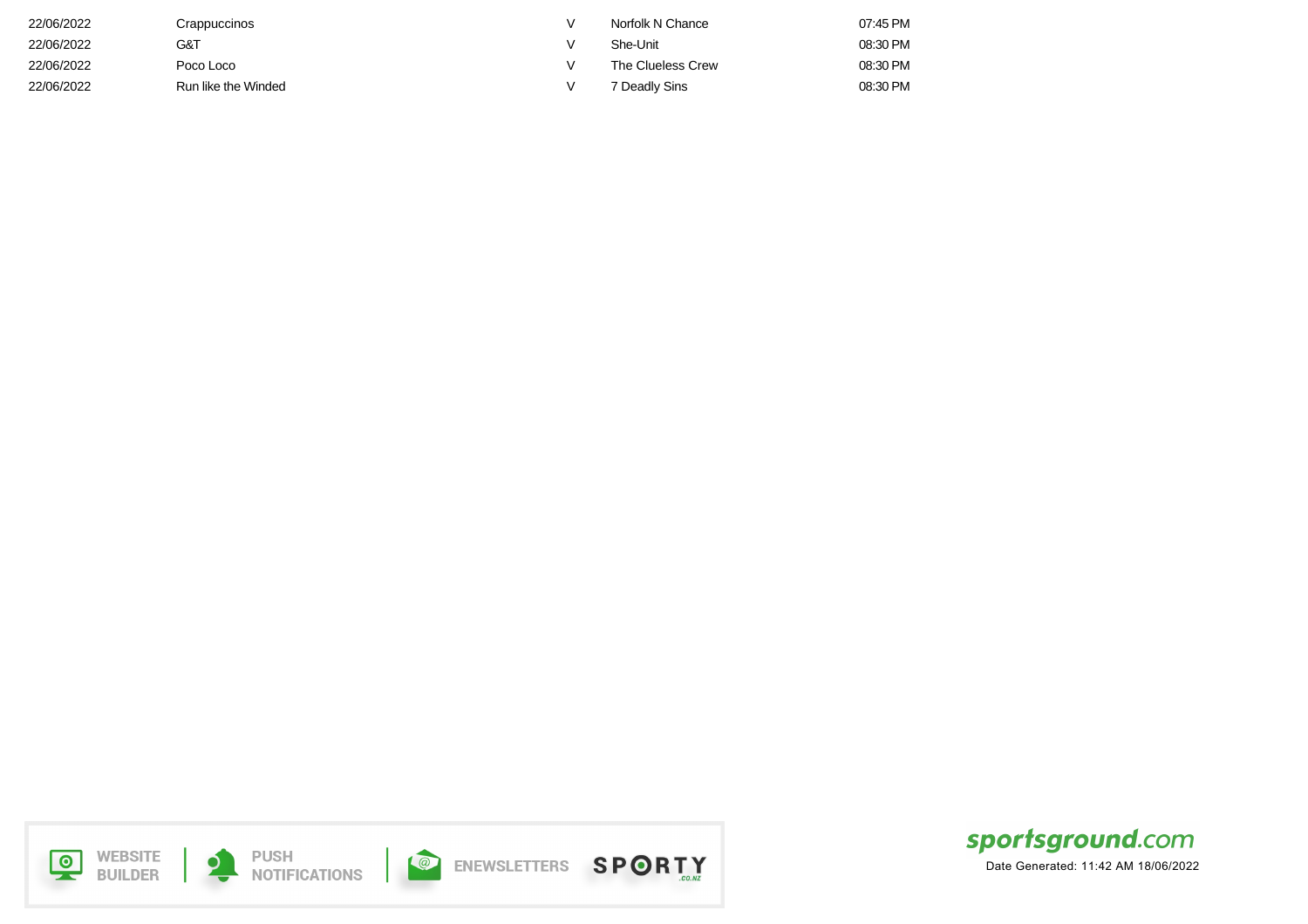| | | | | |
|---|---|---|---|---|
| 22/06/2022 | Crappuccinos | V | Norfolk N Chance | 07:45 PM |
| 22/06/2022 | G&T | V | She-Unit | 08:30 PM |
| 22/06/2022 | Poco Loco | V | The Clueless Crew | 08:30 PM |
| 22/06/2022 | Run like the Winded | V | 7 Deadly Sins | 08:30 PM |

WEBSITE BUILDER | PUSH NOTIFICATIONS | ENEWSLETTERS SPORTY .CO.NZ

sportsground.com

Date Generated: 11:42 AM 18/06/2022